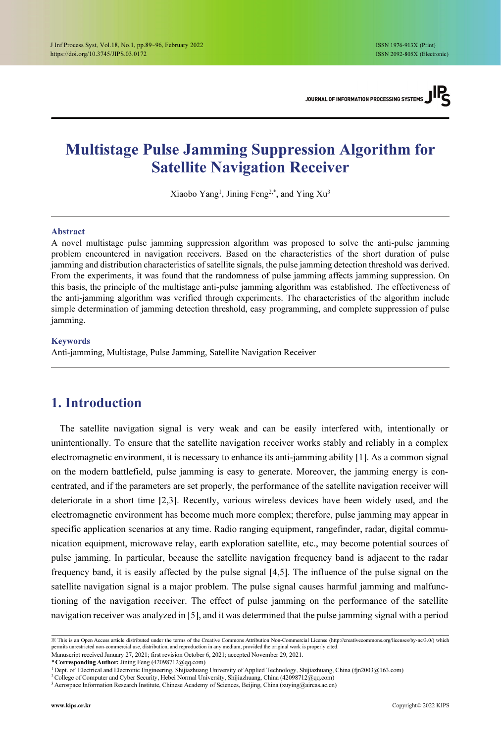# Multistage Pulse Jamming Suppression Algorithm for Satellite Navigation Receiver

Xiaobo Yang[1], Jining Feng[2,*], and Ying Xu[3]

### Abstract

A novel multistage pulse jamming suppression algorithm was proposed to solve the anti-pulse jamming problem encountered in navigation receivers. Based on the characteristics of the short duration of pulse jamming and distribution characteristics of satellite signals, the pulse jamming detection threshold was derived. From the experiments, it was found that the randomness of pulse jamming affects jamming suppression. On this basis, the principle of the multistage anti-pulse jamming algorithm was established. The effectiveness of the anti-jamming algorithm was verified through experiments. The characteristics of the algorithm include simple determination of jamming detection threshold, easy programming, and complete suppression of pulse jamming.

### Keywords

Anti-jamming, Multistage, Pulse Jamming, Satellite Navigation Receiver

## 1. Introduction

The satellite navigation signal is very weak and can be easily interfered with, intentionally or unintentionally. To ensure that the satellite navigation receiver works stably and reliably in a complex electromagnetic environment, it is necessary to enhance its anti-jamming ability [1]. As a common signal on the modern battlefield, pulse jamming is easy to generate. Moreover, the jamming energy is concentrated, and if the parameters are set properly, the performance of the satellite navigation receiver will deteriorate in a short time [2,3]. Recently, various wireless devices have been widely used, and the electromagnetic environment has become much more complex; therefore, pulse jamming may appear in specific application scenarios at any time. Radio ranging equipment, rangefinder, radar, digital communication equipment, microwave relay, earth exploration satellite, etc., may become potential sources of pulse jamming. In particular, because the satellite navigation frequency band is adjacent to the radar frequency band, it is easily affected by the pulse signal [4,5]. The influence of the pulse signal on the satellite navigation signal is a major problem. The pulse signal causes harmful jamming and malfunctioning of the navigation receiver. The effect of pulse jamming on the performance of the satellite navigation receiver was analyzed in [5], and it was determined that the pulse jamming signal with a period

---

※ This is an Open Access article distributed under the terms of the Creative Commons Attribution Non-Commercial License (http://creativecommons.org/licenses/by-nc/3.0/) which permits unrestricted non-commercial use, distribution, and reproduction in any medium, provided the original work is properly cited.

Manuscript received January 27, 2021; first revision October 6, 2021; accepted November 29, 2021.

\* **Corresponding Author:** Jining Feng (42098712@qq.com)

[1] Dept. of Electrical and Electronic Engineering, Shijiazhuang University of Applied Technology, Shijiazhuang, China (fjn2003@163.com)

[2] College of Computer and Cyber Security, Hebei Normal University, Shijiazhuang, China (42098712@qq.com)

[3] Aerospace Information Research Institute, Chinese Academy of Sciences, Beijing, China (xuying@aircas.ac.cn)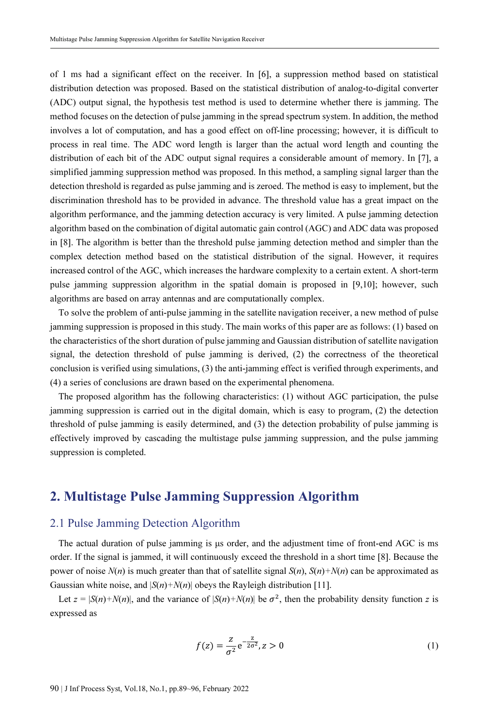of 1 ms had a significant effect on the receiver. In [6], a suppression method based on statistical distribution detection was proposed. Based on the statistical distribution of analog-to-digital converter (ADC) output signal, the hypothesis test method is used to determine whether there is jamming. The method focuses on the detection of pulse jamming in the spread spectrum system. In addition, the method involves a lot of computation, and has a good effect on off-line processing; however, it is difficult to process in real time. The ADC word length is larger than the actual word length and counting the distribution of each bit of the ADC output signal requires a considerable amount of memory. In [7], a simplified jamming suppression method was proposed. In this method, a sampling signal larger than the detection threshold is regarded as pulse jamming and is zeroed. The method is easy to implement, but the discrimination threshold has to be provided in advance. The threshold value has a great impact on the algorithm performance, and the jamming detection accuracy is very limited. A pulse jamming detection algorithm based on the combination of digital automatic gain control (AGC) and ADC data was proposed in [8]. The algorithm is better than the threshold pulse jamming detection method and simpler than the complex detection method based on the statistical distribution of the signal. However, it requires increased control of the AGC, which increases the hardware complexity to a certain extent. A short-term pulse jamming suppression algorithm in the spatial domain is proposed in [9,10]; however, such algorithms are based on array antennas and are computationally complex.

To solve the problem of anti-pulse jamming in the satellite navigation receiver, a new method of pulse jamming suppression is proposed in this study. The main works of this paper are as follows: (1) based on the characteristics of the short duration of pulse jamming and Gaussian distribution of satellite navigation signal, the detection threshold of pulse jamming is derived, (2) the correctness of the theoretical conclusion is verified using simulations, (3) the anti-jamming effect is verified through experiments, and (4) a series of conclusions are drawn based on the experimental phenomena.

The proposed algorithm has the following characteristics: (1) without AGC participation, the pulse jamming suppression is carried out in the digital domain, which is easy to program, (2) the detection threshold of pulse jamming is easily determined, and (3) the detection probability of pulse jamming is effectively improved by cascading the multistage pulse jamming suppression, and the pulse jamming suppression is completed.

## 2. Multistage Pulse Jamming Suppression Algorithm

### 2.1 Pulse Jamming Detection Algorithm

The actual duration of pulse jamming is μs order, and the adjustment time of front-end AGC is ms order. If the signal is jammed, it will continuously exceed the threshold in a short time [8]. Because the power of noise $N(n)$ is much greater than that of satellite signal $S(n)$, $S(n)+N(n)$ can be approximated as Gaussian white noise, and $|S(n)+N(n)|$ obeys the Rayleigh distribution [11].

Let $z = |S(n)+N(n)|$, and the variance of $|S(n)+N(n)|$ be $\sigma^2$, then the probability density function $z$ is expressed as

$$f(z) = \frac{z}{\sigma^2} e^{-\frac{z}{2\sigma^2}}, z > 0 \tag{1}$$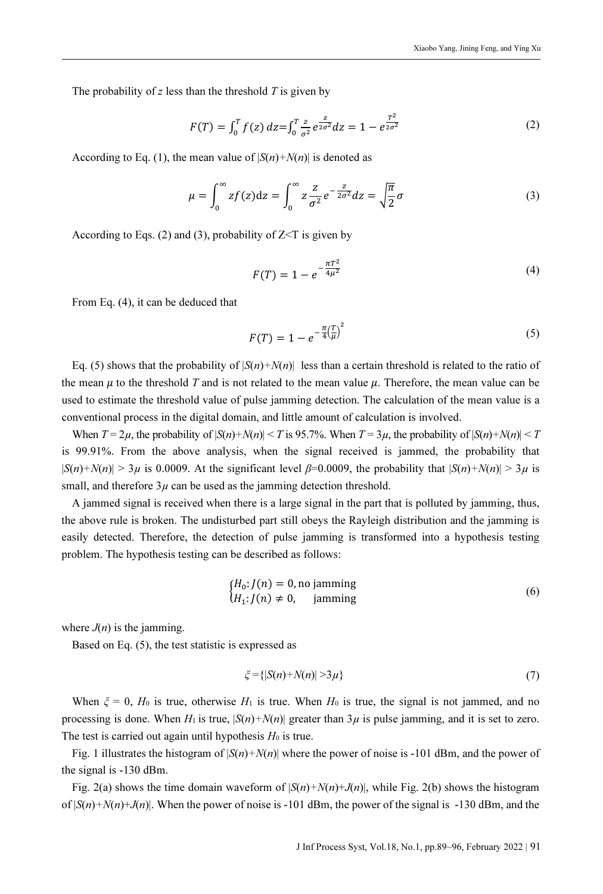The probability of $z$ less than the threshold $T$ is given by

$$F(T) = \int_0^T f(z)\,dz = \int_0^T \frac{z}{\sigma^2} e^{\frac{z}{2\sigma^2}} dz = 1 - e^{\frac{T^2}{2\sigma^2}} \tag{2}$$

According to Eq. (1), the mean value of $|S(n)+N(n)|$ is denoted as

$$\mu = \int_0^\infty z f(z)\mathrm{d}z = \int_0^\infty z \frac{z}{\sigma^2} e^{-\frac{z}{2\sigma^2}} dz = \sqrt{\frac{\pi}{2}}\sigma \tag{3}$$

According to Eqs. (2) and (3), probability of Z<T is given by

$$F(T) = 1 - e^{-\frac{\pi T^2}{4\mu^2}} \tag{4}$$

From Eq. (4), it can be deduced that

$$F(T) = 1 - e^{-\frac{\pi}{4}\left(\frac{T}{\mu}\right)^2} \tag{5}$$

Eq. (5) shows that the probability of $|S(n)+N(n)|$ less than a certain threshold is related to the ratio of the mean $\mu$ to the threshold $T$ and is not related to the mean value $\mu$. Therefore, the mean value can be used to estimate the threshold value of pulse jamming detection. The calculation of the mean value is a conventional process in the digital domain, and little amount of calculation is involved.

When $T = 2\mu$, the probability of $|S(n)+N(n)| < T$ is 95.7%. When $T = 3\mu$, the probability of $|S(n)+N(n)| < T$ is 99.91%. From the above analysis, when the signal received is jammed, the probability that $|S(n)+N(n)| > 3\mu$ is 0.0009. At the significant level $\beta$=0.0009, the probability that $|S(n)+N(n)| > 3\mu$ is small, and therefore $3\mu$ can be used as the jamming detection threshold.

A jammed signal is received when there is a large signal in the part that is polluted by jamming, thus, the above rule is broken. The undisturbed part still obeys the Rayleigh distribution and the jamming is easily detected. Therefore, the detection of pulse jamming is transformed into a hypothesis testing problem. The hypothesis testing can be described as follows:

$$\begin{cases} H_0: J(n) = 0, \text{no jamming} \\ H_1: J(n) \neq 0, \quad \text{jamming} \end{cases} \tag{6}$$

where $J(n)$ is the jamming.

Based on Eq. (5), the test statistic is expressed as

$$\xi = \{|S(n)+N(n)| > 3\mu\} \tag{7}$$

When $\xi = 0$, $H_0$ is true, otherwise $H_1$ is true. When $H_0$ is true, the signal is not jammed, and no processing is done. When $H_1$ is true, $|S(n)+N(n)|$ greater than $3\mu$ is pulse jamming, and it is set to zero. The test is carried out again until hypothesis $H_0$ is true.

Fig. 1 illustrates the histogram of $|S(n)+N(n)|$ where the power of noise is -101 dBm, and the power of the signal is -130 dBm.

Fig. 2(a) shows the time domain waveform of $|S(n)+N(n)+J(n)|$, while Fig. 2(b) shows the histogram of $|S(n)+N(n)+J(n)|$. When the power of noise is -101 dBm, the power of the signal is -130 dBm, and the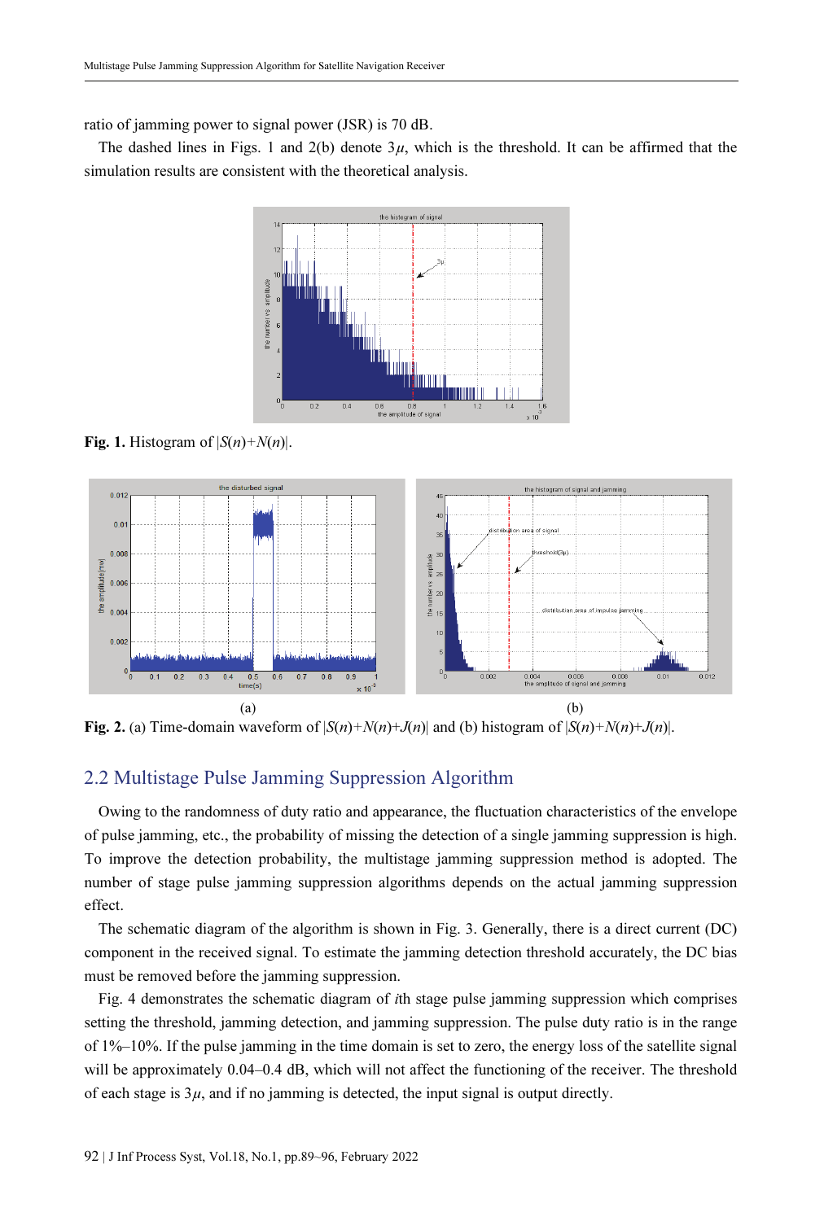ratio of jamming power to signal power (JSR) is 70 dB.

The dashed lines in Figs. 1 and 2(b) denote $3\mu$, which is the threshold. It can be affirmed that the simulation results are consistent with the theoretical analysis.

the histogram of signal

3μ

the number vs amplitude

the amplitude of signal

x 10^-3

**Fig. 1.** Histogram of $|S(n)+N(n)|$.

the disturbed signal

the amplitude(mw)

time(s)

x 10^-3

the histogram of signal and jamming

distribution area of signal

threshold(3μ)

distribution area of impulse jamming

the number vs amplitude

the amplitude of signal and jamming

(a)

(b)

**Fig. 2.** (a) Time-domain waveform of $|S(n)+N(n)+J(n)|$ and (b) histogram of $|S(n)+N(n)+J(n)|$.

## 2.2 Multistage Pulse Jamming Suppression Algorithm

Owing to the randomness of duty ratio and appearance, the fluctuation characteristics of the envelope of pulse jamming, etc., the probability of missing the detection of a single jamming suppression is high. To improve the detection probability, the multistage jamming suppression method is adopted. The number of stage pulse jamming suppression algorithms depends on the actual jamming suppression effect.

The schematic diagram of the algorithm is shown in Fig. 3. Generally, there is a direct current (DC) component in the received signal. To estimate the jamming detection threshold accurately, the DC bias must be removed before the jamming suppression.

Fig. 4 demonstrates the schematic diagram of $i$th stage pulse jamming suppression which comprises setting the threshold, jamming detection, and jamming suppression. The pulse duty ratio is in the range of 1%–10%. If the pulse jamming in the time domain is set to zero, the energy loss of the satellite signal will be approximately 0.04–0.4 dB, which will not affect the functioning of the receiver. The threshold of each stage is $3\mu$, and if no jamming is detected, the input signal is output directly.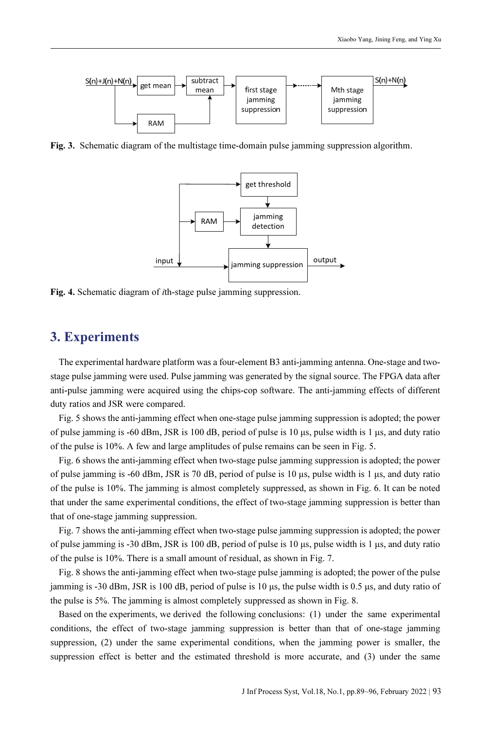S(n)+J(n)+N(n)

get mean

subtract mean

RAM

first stage jamming suppression

Mth stage jamming suppression

S(n)+N(n)

**Fig. 3.** Schematic diagram of the multistage time-domain pulse jamming suppression algorithm.

get threshold

RAM

jamming detection

input

jamming suppression

output

**Fig. 4.** Schematic diagram of *i*th-stage pulse jamming suppression.

## 3. Experiments

The experimental hardware platform was a four-element B3 anti-jamming antenna. One-stage and two-stage pulse jamming were used. Pulse jamming was generated by the signal source. The FPGA data after anti-pulse jamming were acquired using the chips-cop software. The anti-jamming effects of different duty ratios and JSR were compared.

Fig. 5 shows the anti-jamming effect when one-stage pulse jamming suppression is adopted; the power of pulse jamming is -60 dBm, JSR is 100 dB, period of pulse is 10 μs, pulse width is 1 μs, and duty ratio of the pulse is 10%. A few and large amplitudes of pulse remains can be seen in Fig. 5.

Fig. 6 shows the anti-jamming effect when two-stage pulse jamming suppression is adopted; the power of pulse jamming is -60 dBm, JSR is 70 dB, period of pulse is 10 μs, pulse width is 1 μs, and duty ratio of the pulse is 10%. The jamming is almost completely suppressed, as shown in Fig. 6. It can be noted that under the same experimental conditions, the effect of two-stage jamming suppression is better than that of one-stage jamming suppression.

Fig. 7 shows the anti-jamming effect when two-stage pulse jamming suppression is adopted; the power of pulse jamming is -30 dBm, JSR is 100 dB, period of pulse is 10 μs, pulse width is 1 μs, and duty ratio of the pulse is 10%. There is a small amount of residual, as shown in Fig. 7.

Fig. 8 shows the anti-jamming effect when two-stage pulse jamming is adopted; the power of the pulse jamming is -30 dBm, JSR is 100 dB, period of pulse is 10 μs, the pulse width is 0.5 μs, and duty ratio of the pulse is 5%. The jamming is almost completely suppressed as shown in Fig. 8.

Based on the experiments, we derived the following conclusions: (1) under the same experimental conditions, the effect of two-stage jamming suppression is better than that of one-stage jamming suppression, (2) under the same experimental conditions, when the jamming power is smaller, the suppression effect is better and the estimated threshold is more accurate, and (3) under the same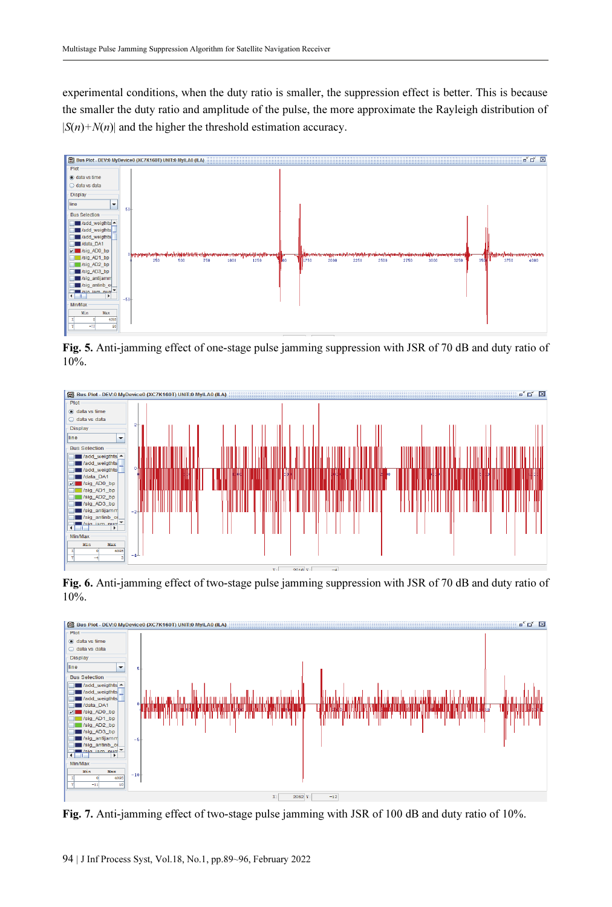experimental conditions, when the duty ratio is smaller, the suppression effect is better. This is because the smaller the duty ratio and amplitude of the pulse, the more approximate the Rayleigh distribution of $|S(n)+N(n)|$ and the higher the threshold estimation accuracy.

**Fig. 5.** Anti-jamming effect of one-stage pulse jamming suppression with JSR of 70 dB and duty ratio of 10%.

**Fig. 6.** Anti-jamming effect of two-stage pulse jamming suppression with JSR of 70 dB and duty ratio of 10%.

**Fig. 7.** Anti-jamming effect of two-stage pulse jamming with JSR of 100 dB and duty ratio of 10%.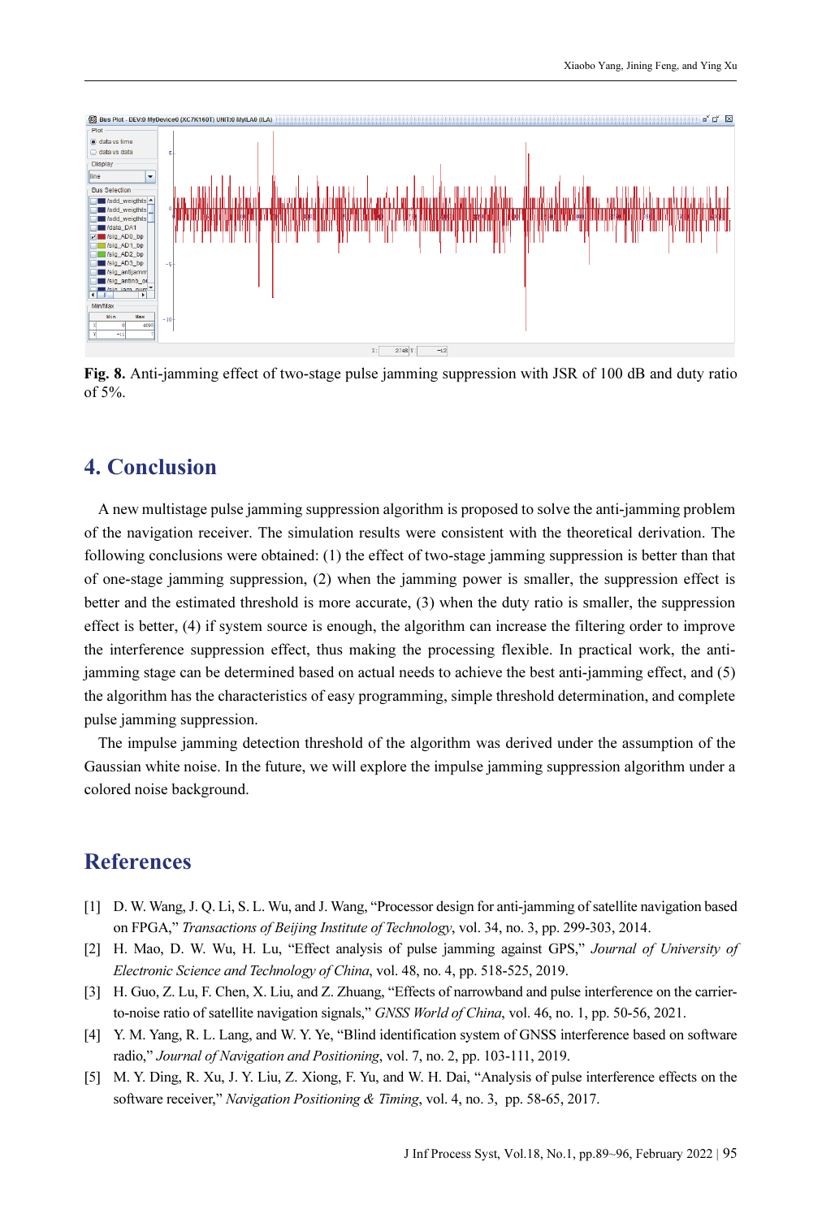Bus Plot - DEV:0 MyDevice0 (XC7K160T) UNIT:0 MyILA0 (ILA)

Plot

data vs time

data vs data

Display

line

Bus Selection

/add_weigths

/add_weigths

/add_weigths

/data_DA1

/sig_AD0_bp

/sig_AD1_bp

/sig_AD2_bp

/sig_AD3_bp

/sig_antijamm

/sig_antinb_o

/sig_jam_num

Min/Max

Min Max

X 0 4096

Y −11 1

5

0

−5

−10

X: 2748 Y: −12

**Fig. 8.** Anti-jamming effect of two-stage pulse jamming suppression with JSR of 100 dB and duty ratio of 5%.

## 4. Conclusion

A new multistage pulse jamming suppression algorithm is proposed to solve the anti-jamming problem of the navigation receiver. The simulation results were consistent with the theoretical derivation. The following conclusions were obtained: (1) the effect of two-stage jamming suppression is better than that of one-stage jamming suppression, (2) when the jamming power is smaller, the suppression effect is better and the estimated threshold is more accurate, (3) when the duty ratio is smaller, the suppression effect is better, (4) if system source is enough, the algorithm can increase the filtering order to improve the interference suppression effect, thus making the processing flexible. In practical work, the anti-jamming stage can be determined based on actual needs to achieve the best anti-jamming effect, and (5) the algorithm has the characteristics of easy programming, simple threshold determination, and complete pulse jamming suppression.

The impulse jamming detection threshold of the algorithm was derived under the assumption of the Gaussian white noise. In the future, we will explore the impulse jamming suppression algorithm under a colored noise background.

## References

[1] D. W. Wang, J. Q. Li, S. L. Wu, and J. Wang, "Processor design for anti-jamming of satellite navigation based on FPGA," *Transactions of Beijing Institute of Technology*, vol. 34, no. 3, pp. 299-303, 2014.

[2] H. Mao, D. W. Wu, H. Lu, "Effect analysis of pulse jamming against GPS," *Journal of University of Electronic Science and Technology of China*, vol. 48, no. 4, pp. 518-525, 2019.

[3] H. Guo, Z. Lu, F. Chen, X. Liu, and Z. Zhuang, "Effects of narrowband and pulse interference on the carrier-to-noise ratio of satellite navigation signals," *GNSS World of China*, vol. 46, no. 1, pp. 50-56, 2021.

[4] Y. M. Yang, R. L. Lang, and W. Y. Ye, "Blind identification system of GNSS interference based on software radio," *Journal of Navigation and Positioning*, vol. 7, no. 2, pp. 103-111, 2019.

[5] M. Y. Ding, R. Xu, J. Y. Liu, Z. Xiong, F. Yu, and W. H. Dai, "Analysis of pulse interference effects on the software receiver," *Navigation Positioning & Timing*, vol. 4, no. 3, pp. 58-65, 2017.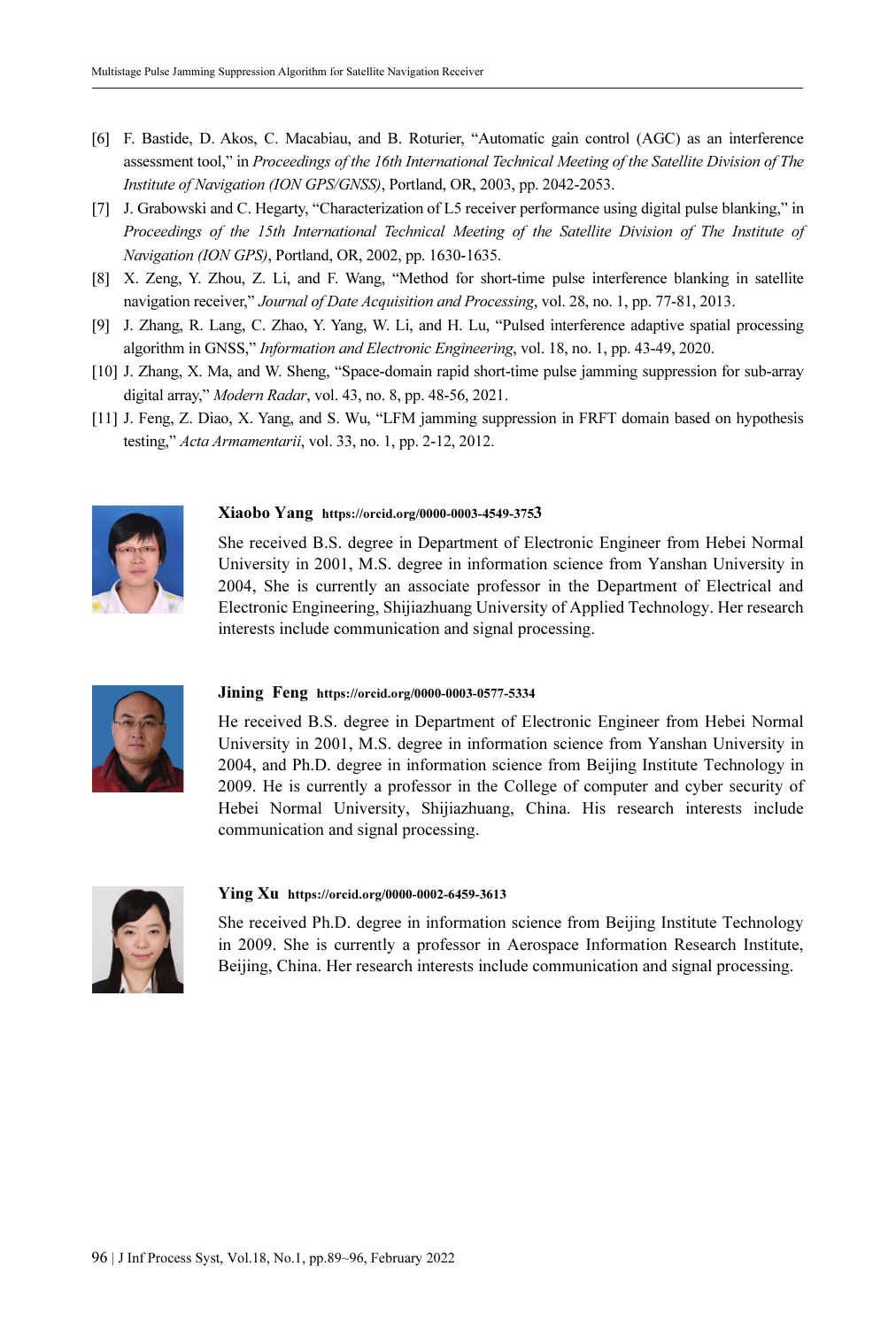[6] F. Bastide, D. Akos, C. Macabiau, and B. Roturier, "Automatic gain control (AGC) as an interference assessment tool," in *Proceedings of the 16th International Technical Meeting of the Satellite Division of The Institute of Navigation (ION GPS/GNSS)*, Portland, OR, 2003, pp. 2042-2053.

[7] J. Grabowski and C. Hegarty, "Characterization of L5 receiver performance using digital pulse blanking," in *Proceedings of the 15th International Technical Meeting of the Satellite Division of The Institute of Navigation (ION GPS)*, Portland, OR, 2002, pp. 1630-1635.

[8] X. Zeng, Y. Zhou, Z. Li, and F. Wang, "Method for short-time pulse interference blanking in satellite navigation receiver," *Journal of Date Acquisition and Processing*, vol. 28, no. 1, pp. 77-81, 2013.

[9] J. Zhang, R. Lang, C. Zhao, Y. Yang, W. Li, and H. Lu, "Pulsed interference adaptive spatial processing algorithm in GNSS," *Information and Electronic Engineering*, vol. 18, no. 1, pp. 43-49, 2020.

[10] J. Zhang, X. Ma, and W. Sheng, "Space-domain rapid short-time pulse jamming suppression for sub-array digital array," *Modern Radar*, vol. 43, no. 8, pp. 48-56, 2021.

[11] J. Feng, Z. Diao, X. Yang, and S. Wu, "LFM jamming suppression in FRFT domain based on hypothesis testing," *Acta Armamentarii*, vol. 33, no. 1, pp. 2-12, 2012.

**Xiaobo Yang** https://orcid.org/0000-0003-4549-3753

She received B.S. degree in Department of Electronic Engineer from Hebei Normal University in 2001, M.S. degree in information science from Yanshan University in 2004, She is currently an associate professor in the Department of Electrical and Electronic Engineering, Shijiazhuang University of Applied Technology. Her research interests include communication and signal processing.

**Jining Feng** https://orcid.org/0000-0003-0577-5334

He received B.S. degree in Department of Electronic Engineer from Hebei Normal University in 2001, M.S. degree in information science from Yanshan University in 2004, and Ph.D. degree in information science from Beijing Institute Technology in 2009. He is currently a professor in the College of computer and cyber security of Hebei Normal University, Shijiazhuang, China. His research interests include communication and signal processing.

**Ying Xu** https://orcid.org/0000-0002-6459-3613

She received Ph.D. degree in information science from Beijing Institute Technology in 2009. She is currently a professor in Aerospace Information Research Institute, Beijing, China. Her research interests include communication and signal processing.